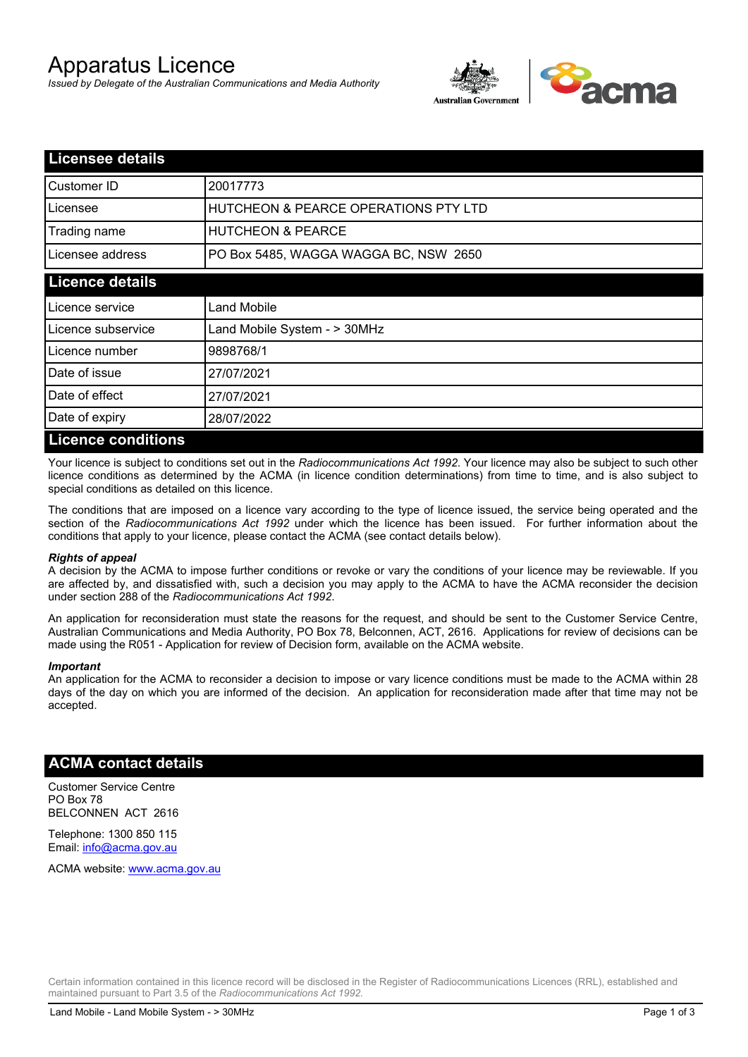# Apparatus Licence

*Issued by Delegate of the Australian Communications and Media Authority*

## Licensee details

| Customer ID | 20017773 |
| --- | --- |
| Licensee | HUTCHEON & PEARCE OPERATIONS PTY LTD |
| Trading name | HUTCHEON & PEARCE |
| Licensee address | PO Box 5485, WAGGA WAGGA BC, NSW 2650 |

## Licence details

| Licence service | Land Mobile |
| --- | --- |
| Licence subservice | Land Mobile System - > 30MHz |
| Licence number | 9898768/1 |
| Date of issue | 27/07/2021 |
| Date of effect | 27/07/2021 |
| Date of expiry | 28/07/2022 |

## Licence conditions

Your licence is subject to conditions set out in the *Radiocommunications Act 1992*. Your licence may also be subject to such other licence conditions as determined by the ACMA (in licence condition determinations) from time to time, and is also subject to special conditions as detailed on this licence.

The conditions that are imposed on a licence vary according to the type of licence issued, the service being operated and the section of the *Radiocommunications Act 1992* under which the licence has been issued. For further information about the conditions that apply to your licence, please contact the ACMA (see contact details below).

***Rights of appeal***

A decision by the ACMA to impose further conditions or revoke or vary the conditions of your licence may be reviewable. If you are affected by, and dissatisfied with, such a decision you may apply to the ACMA to have the ACMA reconsider the decision under section 288 of the *Radiocommunications Act 1992*.

An application for reconsideration must state the reasons for the request, and should be sent to the Customer Service Centre, Australian Communications and Media Authority, PO Box 78, Belconnen, ACT, 2616. Applications for review of decisions can be made using the R051 - Application for review of Decision form, available on the ACMA website.

***Important***

An application for the ACMA to reconsider a decision to impose or vary licence conditions must be made to the ACMA within 28 days of the day on which you are informed of the decision. An application for reconsideration made after that time may not be accepted.

## ACMA contact details

Customer Service Centre
PO Box 78
BELCONNEN ACT 2616

Telephone: 1300 850 115
Email: info@acma.gov.au

ACMA website: www.acma.gov.au

Certain information contained in this licence record will be disclosed in the Register of Radiocommunications Licences (RRL), established and maintained pursuant to Part 3.5 of the *Radiocommunications Act 1992.*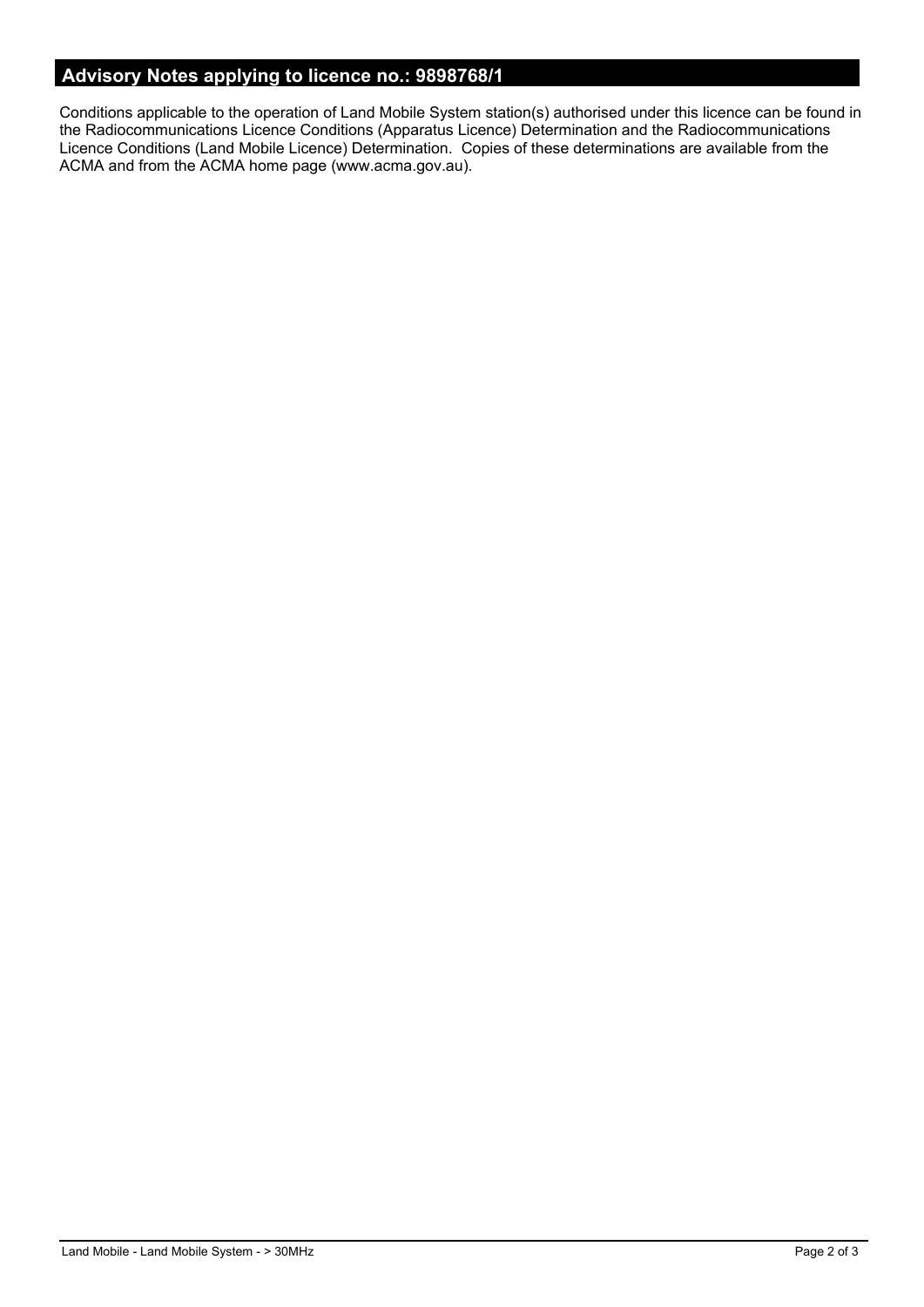## Advisory Notes applying to licence no.: 9898768/1

Conditions applicable to the operation of Land Mobile System station(s) authorised under this licence can be found in the Radiocommunications Licence Conditions (Apparatus Licence) Determination and the Radiocommunications Licence Conditions (Land Mobile Licence) Determination. Copies of these determinations are available from the ACMA and from the ACMA home page (www.acma.gov.au).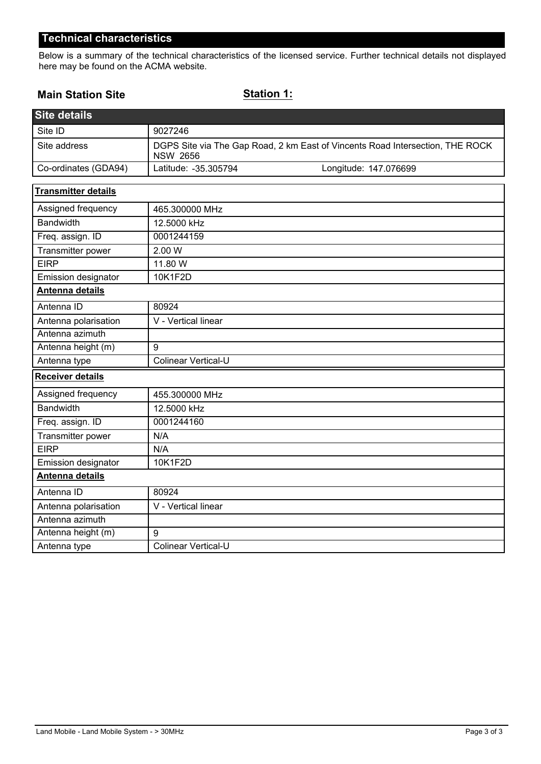## Technical characteristics

Below is a summary of the technical characteristics of the licensed service. Further technical details not displayed here may be found on the ACMA website.

**Main Station Site** **Station 1:**

| Site details | |
|---|---|
| Site ID | 9027246 |
| Site address | DGPS Site via The Gap Road, 2 km East of Vincents Road Intersection, THE ROCK NSW 2656 |
| Co-ordinates (GDA94) | Latitude: -35.305794 Longitude: 147.076699 |

| Transmitter details | |
|---|---|
| Assigned frequency | 465.300000 MHz |
| Bandwidth | 12.5000 kHz |
| Freq. assign. ID | 0001244159 |
| Transmitter power | 2.00 W |
| EIRP | 11.80 W |
| Emission designator | 10K1F2D |
| **Antenna details** | |
| Antenna ID | 80924 |
| Antenna polarisation | V - Vertical linear |
| Antenna azimuth | |
| Antenna height (m) | 9 |
| Antenna type | Colinear Vertical-U |

| Receiver details | |
|---|---|
| Assigned frequency | 455.300000 MHz |
| Bandwidth | 12.5000 kHz |
| Freq. assign. ID | 0001244160 |
| Transmitter power | N/A |
| EIRP | N/A |
| Emission designator | 10K1F2D |
| **Antenna details** | |
| Antenna ID | 80924 |
| Antenna polarisation | V - Vertical linear |
| Antenna azimuth | |
| Antenna height (m) | 9 |
| Antenna type | Colinear Vertical-U |